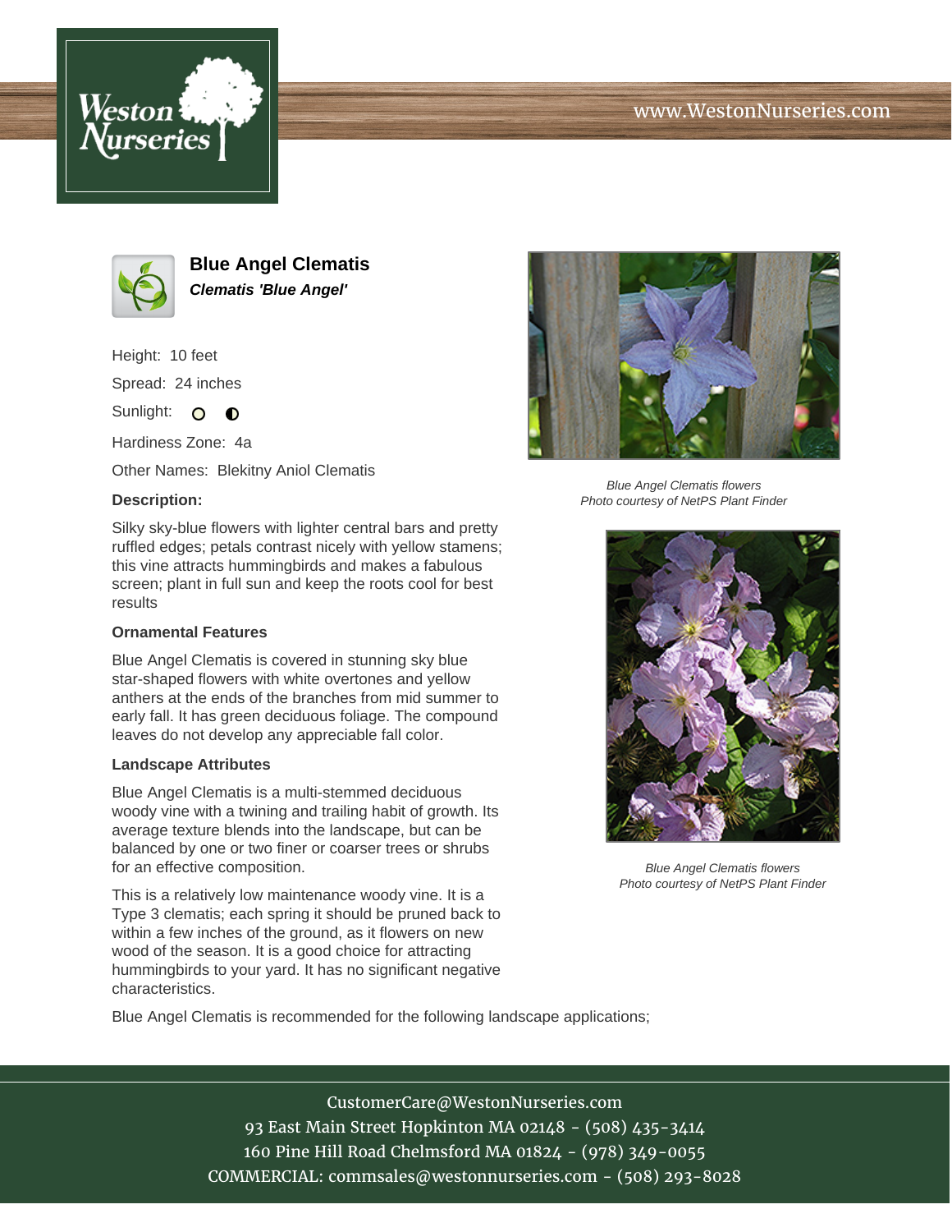# Blue Angel Clematis

***Clematis 'Blue Angel'***

Height: 10 feet

Spread: 24 inches

Sunlight: ○ ◐

Hardiness Zone: 4a

Other Names: Blekitny Aniol Clematis

### Description:

Silky sky-blue flowers with lighter central bars and pretty ruffled edges; petals contrast nicely with yellow stamens; this vine attracts hummingbirds and makes a fabulous screen; plant in full sun and keep the roots cool for best results

### Ornamental Features

Blue Angel Clematis is covered in stunning sky blue star-shaped flowers with white overtones and yellow anthers at the ends of the branches from mid summer to early fall. It has green deciduous foliage. The compound leaves do not develop any appreciable fall color.

### Landscape Attributes

Blue Angel Clematis is a multi-stemmed deciduous woody vine with a twining and trailing habit of growth. Its average texture blends into the landscape, but can be balanced by one or two finer or coarser trees or shrubs for an effective composition.

This is a relatively low maintenance woody vine. It is a Type 3 clematis; each spring it should be pruned back to within a few inches of the ground, as it flowers on new wood of the season. It is a good choice for attracting hummingbirds to your yard. It has no significant negative characteristics.

Blue Angel Clematis is recommended for the following landscape applications;

*Blue Angel Clematis flowers*
*Photo courtesy of NetPS Plant Finder*

*Blue Angel Clematis flowers*
*Photo courtesy of NetPS Plant Finder*

CustomerCare@WestonNurseries.com
93 East Main Street Hopkinton MA 02148 - (508) 435-3414
160 Pine Hill Road Chelmsford MA 01824 - (978) 349-0055
COMMERCIAL: commsales@westonnurseries.com - (508) 293-8028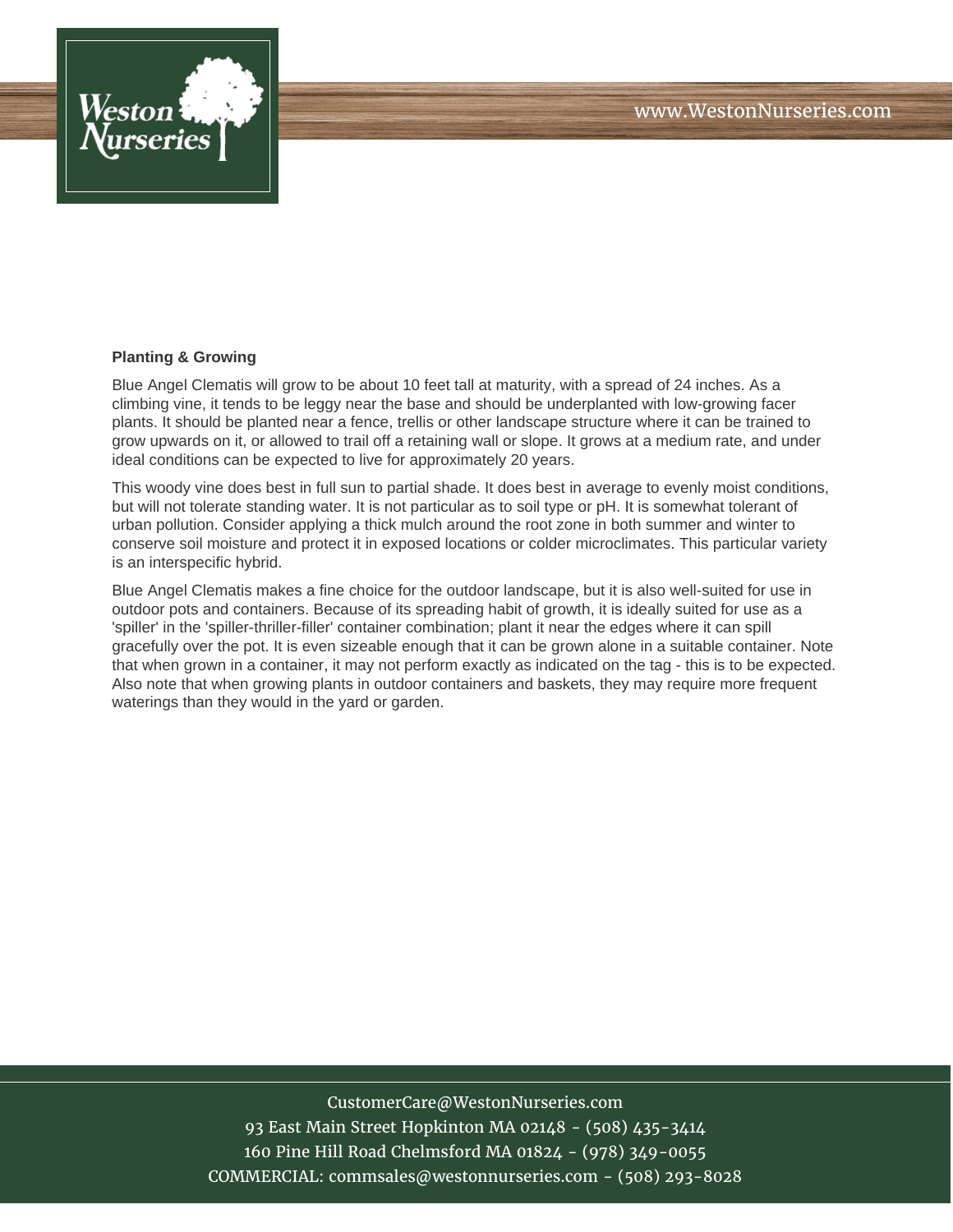**Planting & Growing**

Blue Angel Clematis will grow to be about 10 feet tall at maturity, with a spread of 24 inches. As a climbing vine, it tends to be leggy near the base and should be underplanted with low-growing facer plants. It should be planted near a fence, trellis or other landscape structure where it can be trained to grow upwards on it, or allowed to trail off a retaining wall or slope. It grows at a medium rate, and under ideal conditions can be expected to live for approximately 20 years.

This woody vine does best in full sun to partial shade. It does best in average to evenly moist conditions, but will not tolerate standing water. It is not particular as to soil type or pH. It is somewhat tolerant of urban pollution. Consider applying a thick mulch around the root zone in both summer and winter to conserve soil moisture and protect it in exposed locations or colder microclimates. This particular variety is an interspecific hybrid.

Blue Angel Clematis makes a fine choice for the outdoor landscape, but it is also well-suited for use in outdoor pots and containers. Because of its spreading habit of growth, it is ideally suited for use as a 'spiller' in the 'spiller-thriller-filler' container combination; plant it near the edges where it can spill gracefully over the pot. It is even sizeable enough that it can be grown alone in a suitable container. Note that when grown in a container, it may not perform exactly as indicated on the tag - this is to be expected. Also note that when growing plants in outdoor containers and baskets, they may require more frequent waterings than they would in the yard or garden.